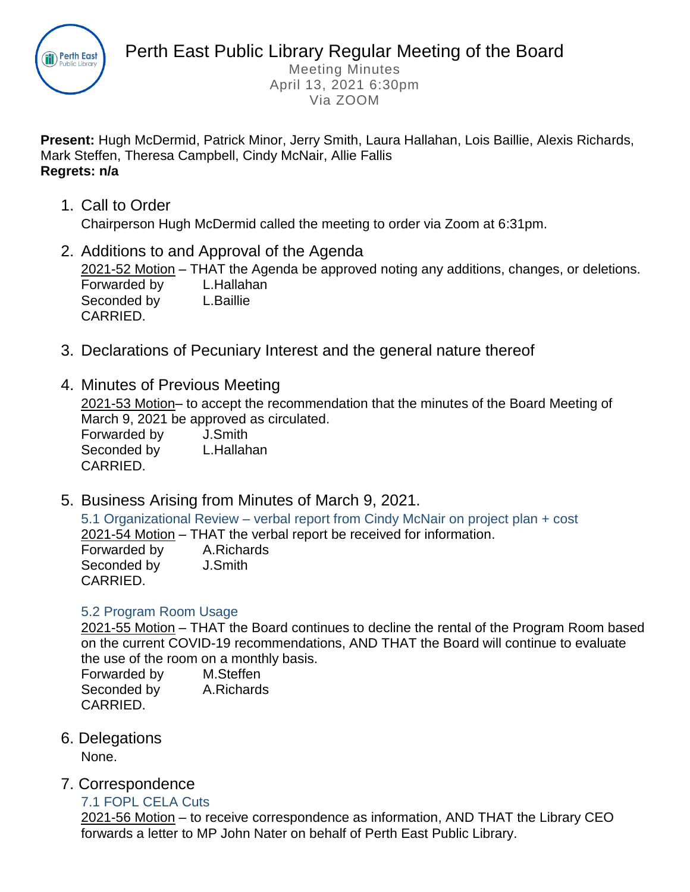# Perth East Public Library Regular Meeting of the Board

Meeting Minutes
April 13, 2021 6:30pm
Via ZOOM

**Present:** Hugh McDermid, Patrick Minor, Jerry Smith, Laura Hallahan, Lois Baillie, Alexis Richards, Mark Steffen, Theresa Campbell, Cindy McNair, Allie Fallis
**Regrets: n/a**

1. Call to Order
   Chairperson Hugh McDermid called the meeting to order via Zoom at 6:31pm.

2. Additions to and Approval of the Agenda
   2021-52 Motion – THAT the Agenda be approved noting any additions, changes, or deletions.
   Forwarded by L.Hallahan
   Seconded by L.Baillie
   CARRIED.

3. Declarations of Pecuniary Interest and the general nature thereof

4. Minutes of Previous Meeting
   2021-53 Motion– to accept the recommendation that the minutes of the Board Meeting of March 9, 2021 be approved as circulated.
   Forwarded by J.Smith
   Seconded by L.Hallahan
   CARRIED.

5. Business Arising from Minutes of March 9, 2021.

   5.1 Organizational Review – verbal report from Cindy McNair on project plan + cost
   2021-54 Motion – THAT the verbal report be received for information.
   Forwarded by A.Richards
   Seconded by J.Smith
   CARRIED.

   5.2 Program Room Usage
   2021-55 Motion – THAT the Board continues to decline the rental of the Program Room based on the current COVID-19 recommendations, AND THAT the Board will continue to evaluate the use of the room on a monthly basis.
   Forwarded by M.Steffen
   Seconded by A.Richards
   CARRIED.

6. Delegations
   None.

7. Correspondence

   7.1 FOPL CELA Cuts
   2021-56 Motion – to receive correspondence as information, AND THAT the Library CEO forwards a letter to MP John Nater on behalf of Perth East Public Library.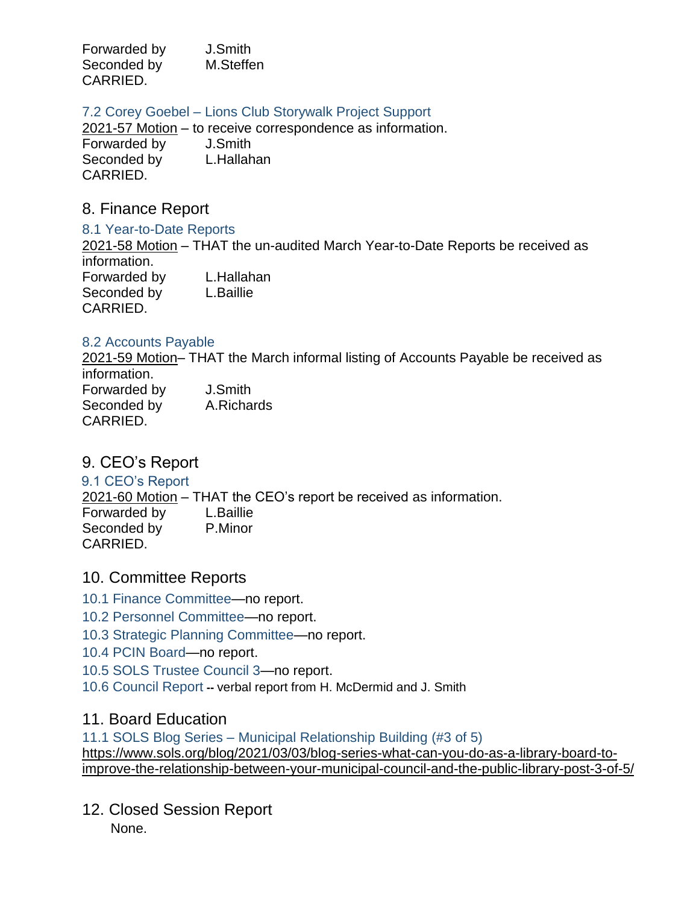Forwarded by J.Smith
Seconded by M.Steffen
CARRIED.

### 7.2 Corey Goebel – Lions Club Storywalk Project Support

2021-57 Motion – to receive correspondence as information.
Forwarded by J.Smith
Seconded by L.Hallahan
CARRIED.

## 8. Finance Report

### 8.1 Year-to-Date Reports

2021-58 Motion – THAT the un-audited March Year-to-Date Reports be received as information.
Forwarded by L.Hallahan
Seconded by L.Baillie
CARRIED.

### 8.2 Accounts Payable

2021-59 Motion– THAT the March informal listing of Accounts Payable be received as information.
Forwarded by J.Smith
Seconded by A.Richards
CARRIED.

## 9. CEO's Report

### 9.1 CEO's Report

2021-60 Motion – THAT the CEO's report be received as information.
Forwarded by L.Baillie
Seconded by P.Minor
CARRIED.

## 10. Committee Reports

10.1 Finance Committee—no report.

10.2 Personnel Committee—no report.

10.3 Strategic Planning Committee—no report.

10.4 PCIN Board—no report.

10.5 SOLS Trustee Council 3—no report.

10.6 Council Report -- verbal report from H. McDermid and J. Smith

## 11. Board Education

### 11.1 SOLS Blog Series – Municipal Relationship Building (#3 of 5)

https://www.sols.org/blog/2021/03/03/blog-series-what-can-you-do-as-a-library-board-to-improve-the-relationship-between-your-municipal-council-and-the-public-library-post-3-of-5/

## 12. Closed Session Report

None.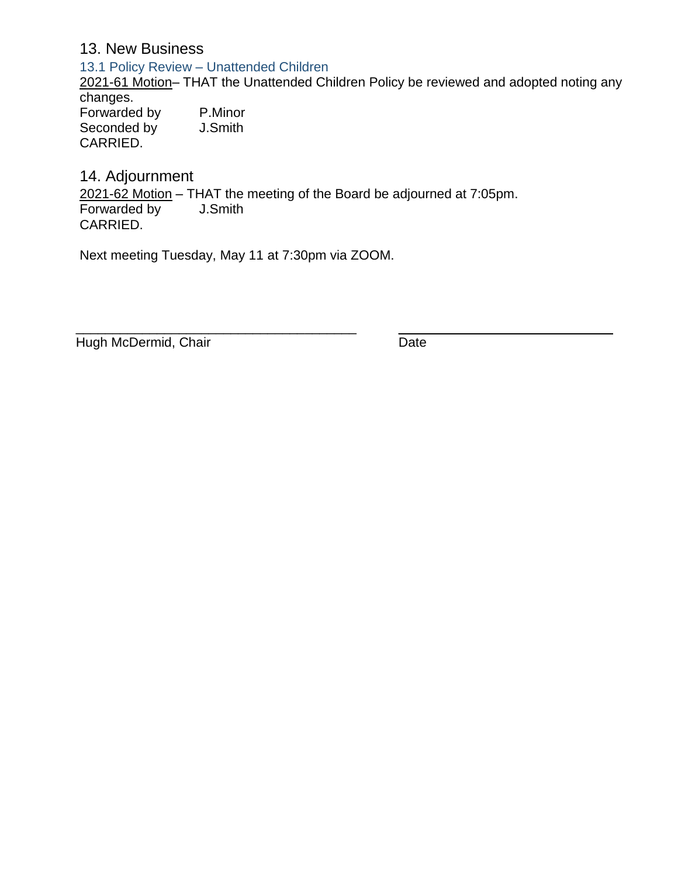## 13. New Business

### 13.1 Policy Review – Unattended Children

2021-61 Motion– THAT the Unattended Children Policy be reviewed and adopted noting any changes.

Forwarded by P.Minor
Seconded by J.Smith
CARRIED.

## 14. Adjournment

2021-62 Motion – THAT the meeting of the Board be adjourned at 7:05pm.

Forwarded by J.Smith
CARRIED.

Next meeting Tuesday, May 11 at 7:30pm via ZOOM.

_______________________________________ _______________________________

Hugh McDermid, Chair Date